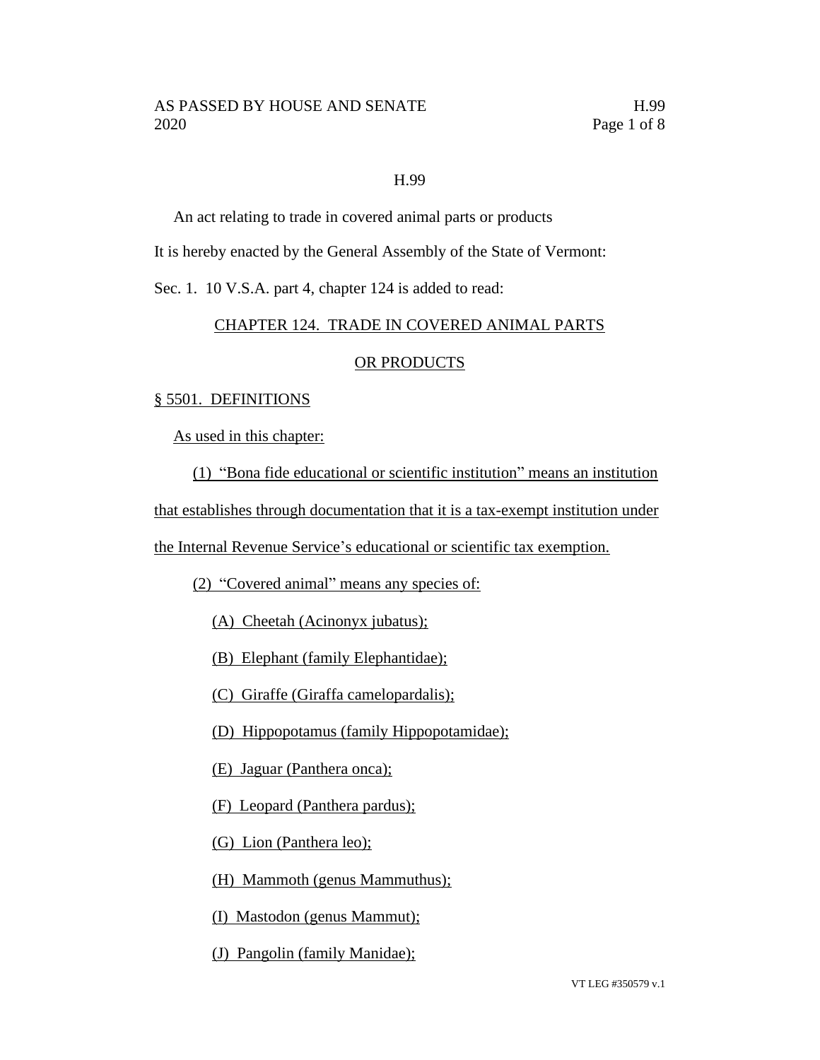# H.99

An act relating to trade in covered animal parts or products

It is hereby enacted by the General Assembly of the State of Vermont:

Sec. 1. 10 V.S.A. part 4, chapter 124 is added to read:

## CHAPTER 124. TRADE IN COVERED ANIMAL PARTS OR PRODUCTS

### § 5501. DEFINITIONS

As used in this chapter:

(1) "Bona fide educational or scientific institution" means an institution that establishes through documentation that it is a tax-exempt institution under the Internal Revenue Service's educational or scientific tax exemption.

(2) "Covered animal" means any species of:

(A) Cheetah (Acinonyx jubatus);

(B) Elephant (family Elephantidae);

(C) Giraffe (Giraffa camelopardalis);

(D) Hippopotamus (family Hippopotamidae);

(E) Jaguar (Panthera onca);

(F) Leopard (Panthera pardus);

(G) Lion (Panthera leo);

(H) Mammoth (genus Mammuthus);

(I) Mastodon (genus Mammut);

(J) Pangolin (family Manidae);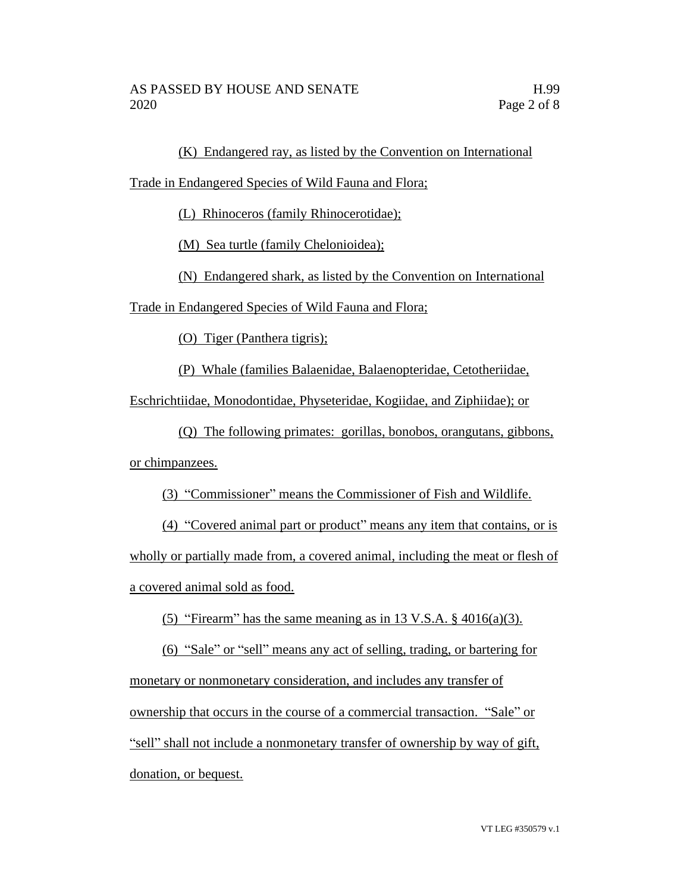(K) Endangered ray, as listed by the Convention on International Trade in Endangered Species of Wild Fauna and Flora;

(L) Rhinoceros (family Rhinocerotidae);

(M) Sea turtle (family Chelonioidea);

(N) Endangered shark, as listed by the Convention on International Trade in Endangered Species of Wild Fauna and Flora;

(O) Tiger (Panthera tigris);

(P) Whale (families Balaenidae, Balaenopteridae, Cetotheriidae, Eschrichtiidae, Monodontidae, Physeteridae, Kogiidae, and Ziphiidae); or

(Q) The following primates: gorillas, bonobos, orangutans, gibbons, or chimpanzees.

(3) "Commissioner" means the Commissioner of Fish and Wildlife.

(4) "Covered animal part or product" means any item that contains, or is wholly or partially made from, a covered animal, including the meat or flesh of a covered animal sold as food.

(5) "Firearm" has the same meaning as in 13 V.S.A. § 4016(a)(3).

(6) "Sale" or "sell" means any act of selling, trading, or bartering for monetary or nonmonetary consideration, and includes any transfer of ownership that occurs in the course of a commercial transaction. "Sale" or "sell" shall not include a nonmonetary transfer of ownership by way of gift, donation, or bequest.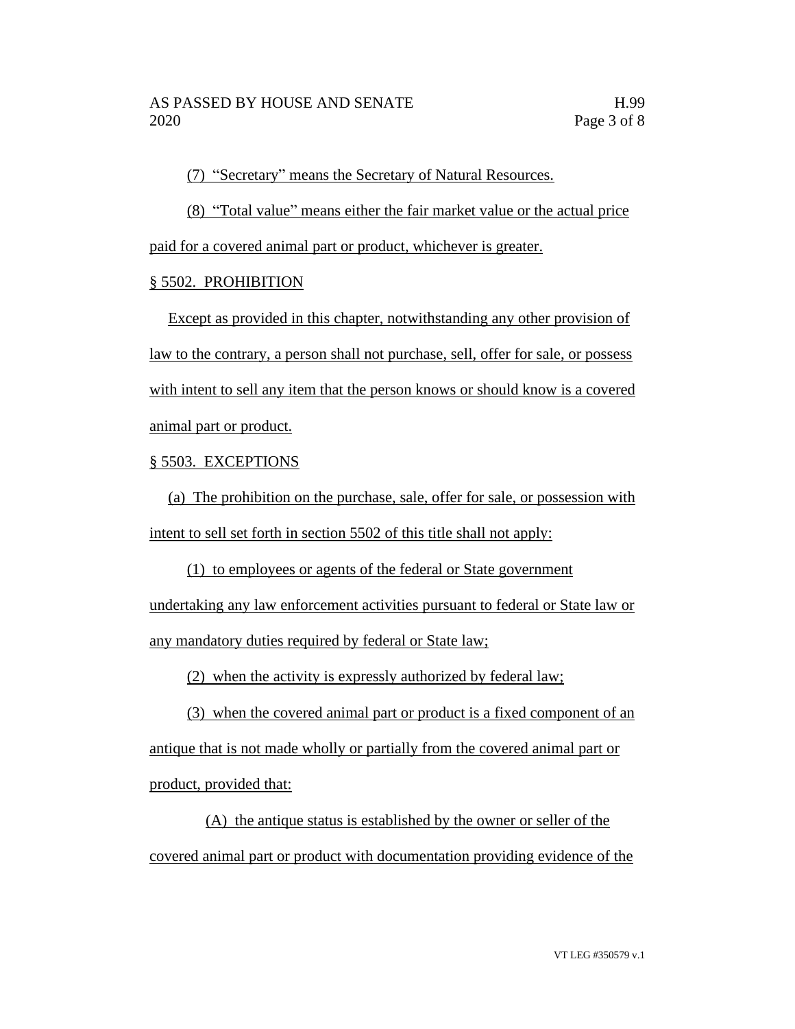(7) "Secretary" means the Secretary of Natural Resources.

(8) "Total value" means either the fair market value or the actual price paid for a covered animal part or product, whichever is greater.

§ 5502. PROHIBITION

Except as provided in this chapter, notwithstanding any other provision of law to the contrary, a person shall not purchase, sell, offer for sale, or possess with intent to sell any item that the person knows or should know is a covered animal part or product.

§ 5503. EXCEPTIONS

(a) The prohibition on the purchase, sale, offer for sale, or possession with intent to sell set forth in section 5502 of this title shall not apply:

(1) to employees or agents of the federal or State government undertaking any law enforcement activities pursuant to federal or State law or any mandatory duties required by federal or State law;

(2) when the activity is expressly authorized by federal law;

(3) when the covered animal part or product is a fixed component of an antique that is not made wholly or partially from the covered animal part or product, provided that:

(A) the antique status is established by the owner or seller of the covered animal part or product with documentation providing evidence of the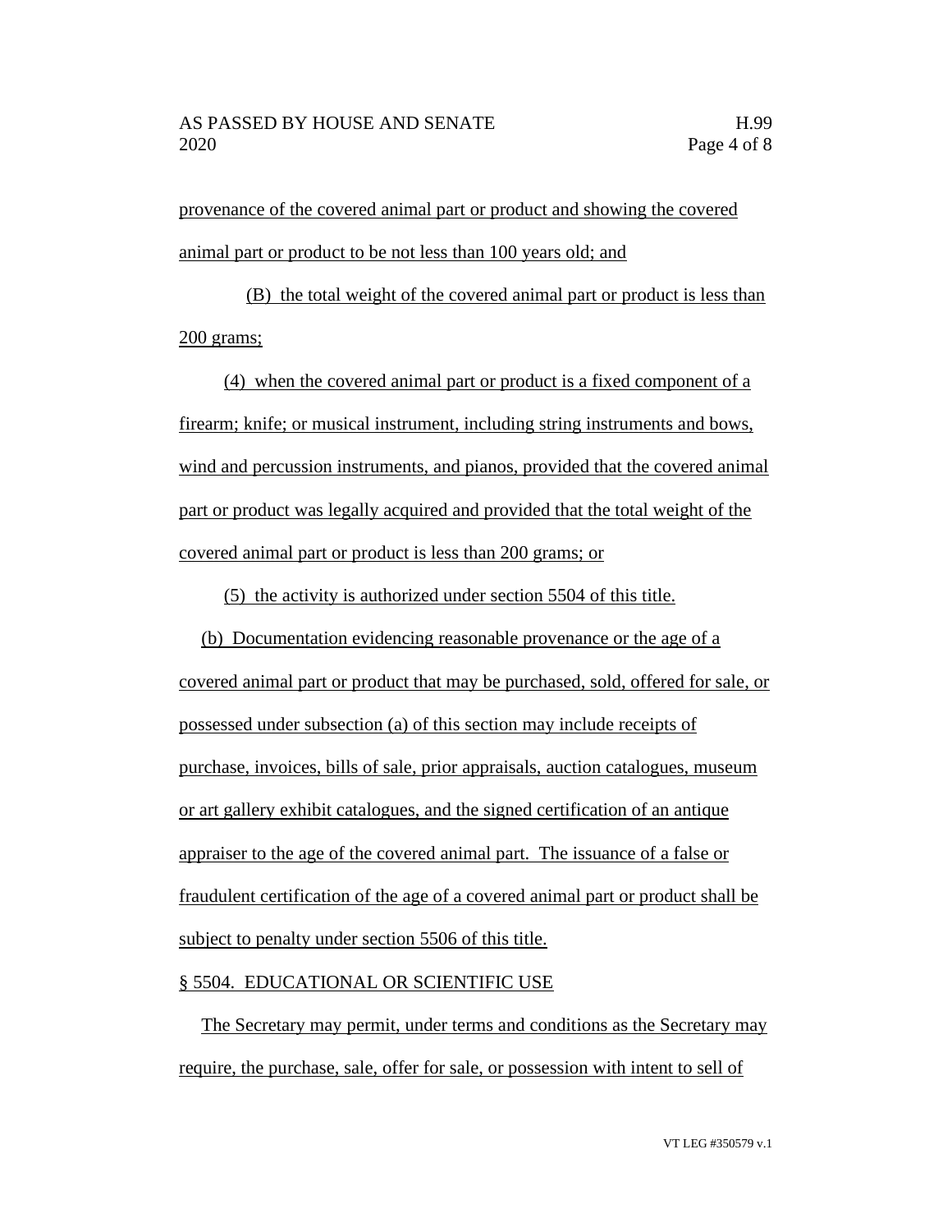provenance of the covered animal part or product and showing the covered animal part or product to be not less than 100 years old; and

(B) the total weight of the covered animal part or product is less than 200 grams;

(4) when the covered animal part or product is a fixed component of a firearm; knife; or musical instrument, including string instruments and bows, wind and percussion instruments, and pianos, provided that the covered animal part or product was legally acquired and provided that the total weight of the covered animal part or product is less than 200 grams; or

(5) the activity is authorized under section 5504 of this title.

(b) Documentation evidencing reasonable provenance or the age of a covered animal part or product that may be purchased, sold, offered for sale, or possessed under subsection (a) of this section may include receipts of purchase, invoices, bills of sale, prior appraisals, auction catalogues, museum or art gallery exhibit catalogues, and the signed certification of an antique appraiser to the age of the covered animal part. The issuance of a false or fraudulent certification of the age of a covered animal part or product shall be subject to penalty under section 5506 of this title.

§ 5504. EDUCATIONAL OR SCIENTIFIC USE

The Secretary may permit, under terms and conditions as the Secretary may require, the purchase, sale, offer for sale, or possession with intent to sell of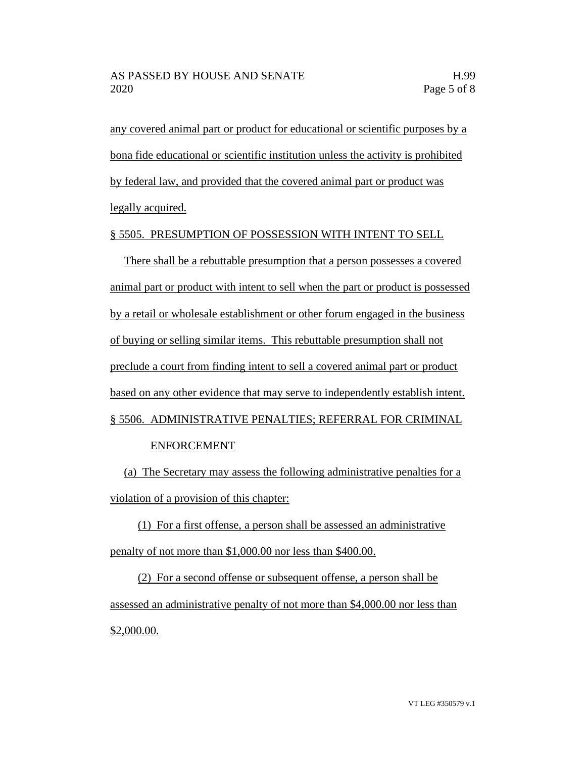any covered animal part or product for educational or scientific purposes by a bona fide educational or scientific institution unless the activity is prohibited by federal law, and provided that the covered animal part or product was legally acquired.

§ 5505. PRESUMPTION OF POSSESSION WITH INTENT TO SELL

There shall be a rebuttable presumption that a person possesses a covered animal part or product with intent to sell when the part or product is possessed by a retail or wholesale establishment or other forum engaged in the business of buying or selling similar items. This rebuttable presumption shall not preclude a court from finding intent to sell a covered animal part or product based on any other evidence that may serve to independently establish intent.

§ 5506. ADMINISTRATIVE PENALTIES; REFERRAL FOR CRIMINAL ENFORCEMENT

(a) The Secretary may assess the following administrative penalties for a violation of a provision of this chapter:

(1) For a first offense, a person shall be assessed an administrative penalty of not more than $1,000.00 nor less than $400.00.

(2) For a second offense or subsequent offense, a person shall be assessed an administrative penalty of not more than $4,000.00 nor less than $2,000.00.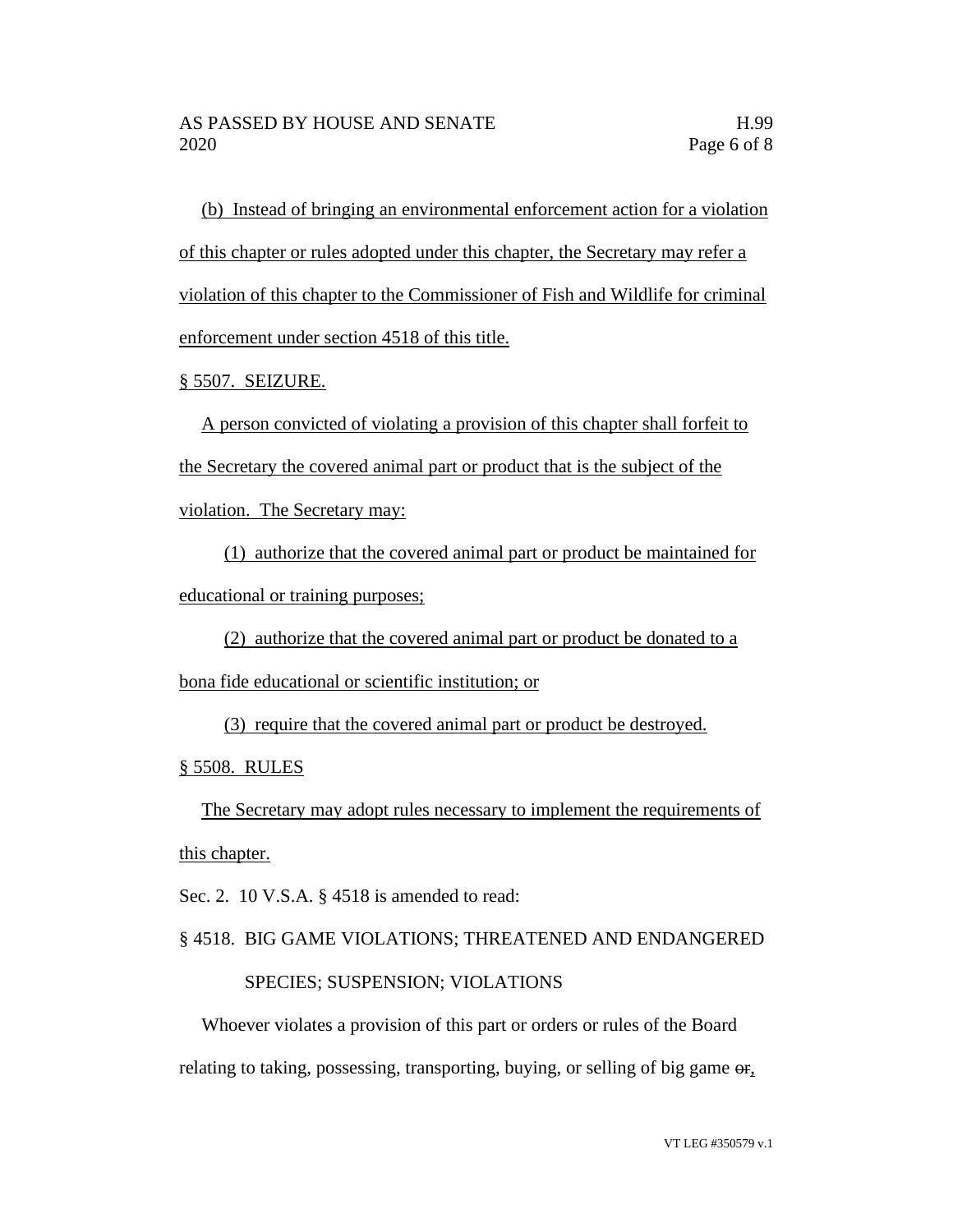(b) Instead of bringing an environmental enforcement action for a violation of this chapter or rules adopted under this chapter, the Secretary may refer a violation of this chapter to the Commissioner of Fish and Wildlife for criminal enforcement under section 4518 of this title.

§ 5507. SEIZURE.

A person convicted of violating a provision of this chapter shall forfeit to the Secretary the covered animal part or product that is the subject of the violation. The Secretary may:

(1) authorize that the covered animal part or product be maintained for educational or training purposes;

(2) authorize that the covered animal part or product be donated to a bona fide educational or scientific institution; or

(3) require that the covered animal part or product be destroyed.

§ 5508. RULES

The Secretary may adopt rules necessary to implement the requirements of this chapter.

Sec. 2. 10 V.S.A. § 4518 is amended to read:

§ 4518. BIG GAME VIOLATIONS; THREATENED AND ENDANGERED SPECIES; SUSPENSION; VIOLATIONS

Whoever violates a provision of this part or orders or rules of the Board relating to taking, possessing, transporting, buying, or selling of big game ~~or~~,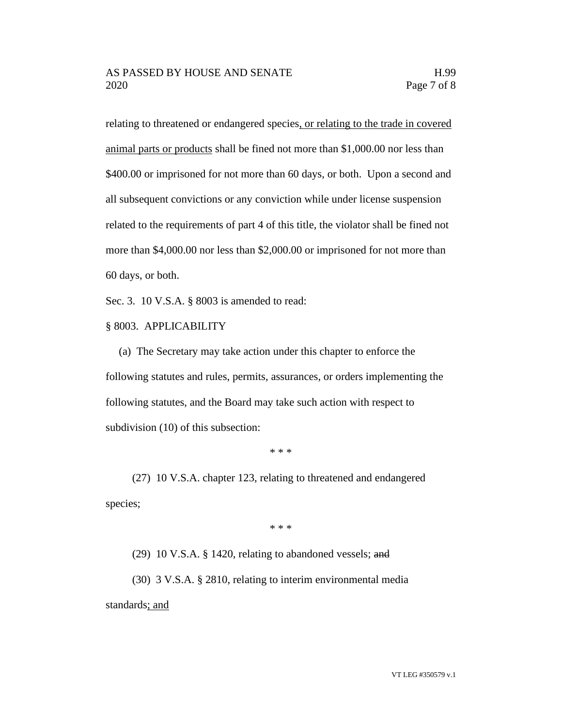relating to threatened or endangered species<u>, or relating to the trade in covered animal parts or products</u> shall be fined not more than $1,000.00 nor less than $400.00 or imprisoned for not more than 60 days, or both. Upon a second and all subsequent convictions or any conviction while under license suspension related to the requirements of part 4 of this title, the violator shall be fined not more than $4,000.00 nor less than $2,000.00 or imprisoned for not more than 60 days, or both.

Sec. 3. 10 V.S.A. § 8003 is amended to read:

§ 8003. APPLICABILITY

(a) The Secretary may take action under this chapter to enforce the following statutes and rules, permits, assurances, or orders implementing the following statutes, and the Board may take such action with respect to subdivision (10) of this subsection:

\* \* \*

(27) 10 V.S.A. chapter 123, relating to threatened and endangered species;

\* \* \*

(29) 10 V.S.A. § 1420, relating to abandoned vessels; ~~and~~

(30) 3 V.S.A. § 2810, relating to interim environmental media standards<u>; and</u>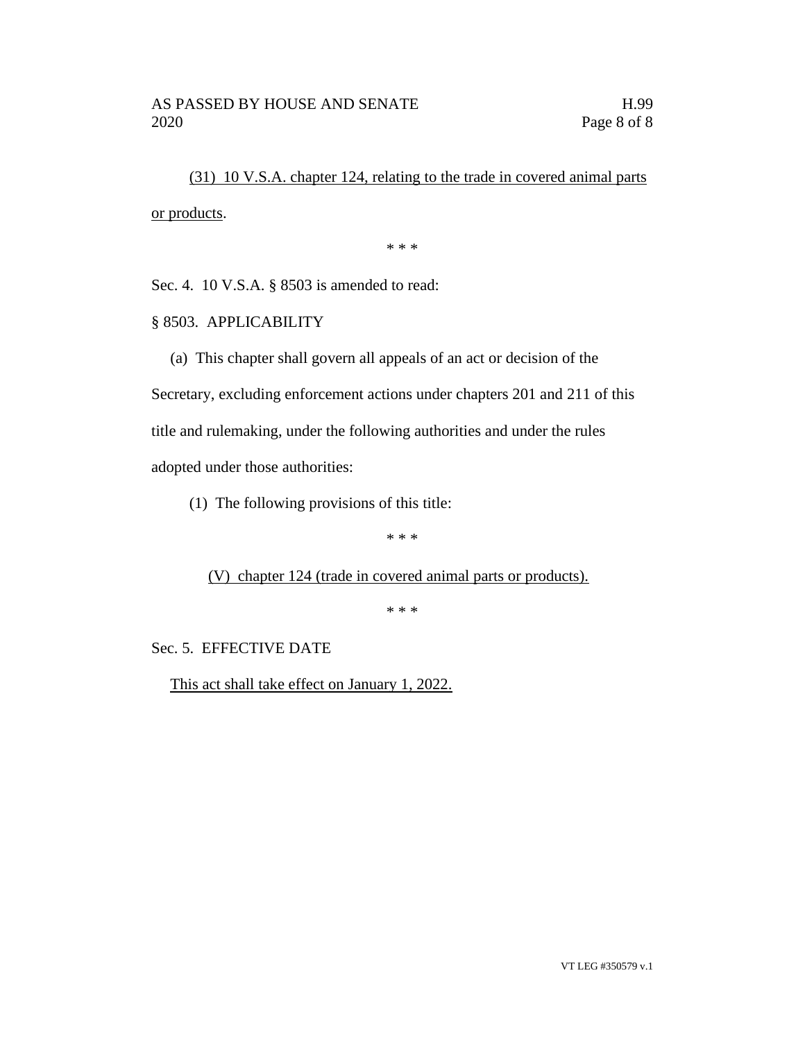(31) 10 V.S.A. chapter 124, relating to the trade in covered animal parts or products.

\* \* \*

Sec. 4. 10 V.S.A. § 8503 is amended to read:

§ 8503. APPLICABILITY

(a) This chapter shall govern all appeals of an act or decision of the Secretary, excluding enforcement actions under chapters 201 and 211 of this title and rulemaking, under the following authorities and under the rules adopted under those authorities:

(1) The following provisions of this title:

\* \* \*

(V) chapter 124 (trade in covered animal parts or products).

\* \* \*

Sec. 5. EFFECTIVE DATE

This act shall take effect on January 1, 2022.